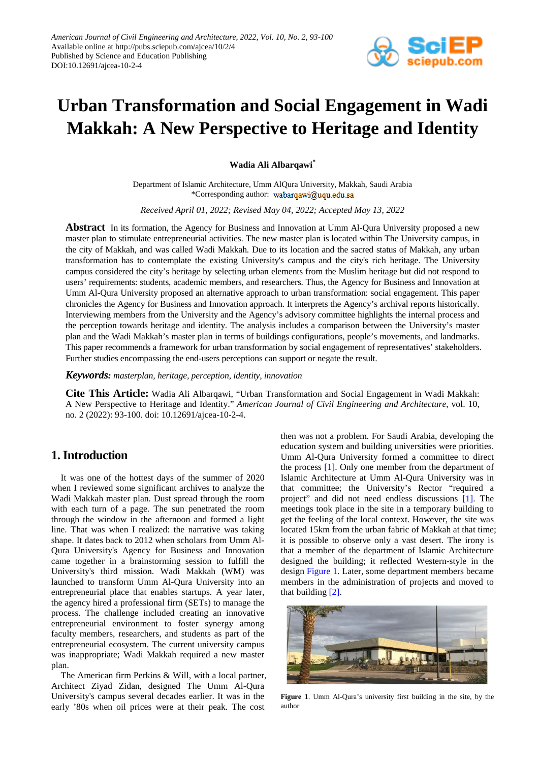# Urban Transformation and Social Engagement in Wadi Makkah: A New Perspective to Heritage and Identity

**Wadia Ali Albarqawi***

Department of Islamic Architecture, Umm AlQura University, Makkah, Saudi Arabia
*Corresponding author: wabarqawi@uqu.edu.sa

*Received April 01, 2022; Revised May 04, 2022; Accepted May 13, 2022*

**Abstract** In its formation, the Agency for Business and Innovation at Umm Al-Qura University proposed a new master plan to stimulate entrepreneurial activities. The new master plan is located within The University campus, in the city of Makkah, and was called Wadi Makkah. Due to its location and the sacred status of Makkah, any urban transformation has to contemplate the existing University's campus and the city's rich heritage. The University campus considered the city's heritage by selecting urban elements from the Muslim heritage but did not respond to users' requirements: students, academic members, and researchers. Thus, the Agency for Business and Innovation at Umm Al-Qura University proposed an alternative approach to urban transformation: social engagement. This paper chronicles the Agency for Business and Innovation approach. It interprets the Agency's archival reports historically. Interviewing members from the University and the Agency's advisory committee highlights the internal process and the perception towards heritage and identity. The analysis includes a comparison between the University's master plan and the Wadi Makkah's master plan in terms of buildings configurations, people's movements, and landmarks. This paper recommends a framework for urban transformation by social engagement of representatives' stakeholders. Further studies encompassing the end-users perceptions can support or negate the result.

***Keywords:*** *masterplan, heritage, perception, identity, innovation*

**Cite This Article:** Wadia Ali Albarqawi, "Urban Transformation and Social Engagement in Wadi Makkah: A New Perspective to Heritage and Identity." *American Journal of Civil Engineering and Architecture*, vol. 10, no. 2 (2022): 93-100. doi: 10.12691/ajcea-10-2-4.

## 1. Introduction

It was one of the hottest days of the summer of 2020 when I reviewed some significant archives to analyze the Wadi Makkah master plan. Dust spread through the room with each turn of a page. The sun penetrated the room through the window in the afternoon and formed a light line. That was when I realized: the narrative was taking shape. It dates back to 2012 when scholars from Umm Al-Qura University's Agency for Business and Innovation came together in a brainstorming session to fulfill the University's third mission. Wadi Makkah (WM) was launched to transform Umm Al-Qura University into an entrepreneurial place that enables startups. A year later, the agency hired a professional firm (SETs) to manage the process. The challenge included creating an innovative entrepreneurial environment to foster synergy among faculty members, researchers, and students as part of the entrepreneurial ecosystem. The current university campus was inappropriate; Wadi Makkah required a new master plan.

The American firm Perkins & Will, with a local partner, Architect Ziyad Zidan, designed The Umm Al-Qura University's campus several decades earlier. It was in the early '80s when oil prices were at their peak. The cost then was not a problem. For Saudi Arabia, developing the education system and building universities were priorities. Umm Al-Qura University formed a committee to direct the process [1]. Only one member from the department of Islamic Architecture at Umm Al-Qura University was in that committee; the University's Rector "required a project" and did not need endless discussions [1]. The meetings took place in the site in a temporary building to get the feeling of the local context. However, the site was located 15km from the urban fabric of Makkah at that time; it is possible to observe only a vast desert. The irony is that a member of the department of Islamic Architecture designed the building; it reflected Western-style in the design Figure 1. Later, some department members became members in the administration of projects and moved to that building [2].

**Figure 1**. Umm Al-Qura's university first building in the site, by the author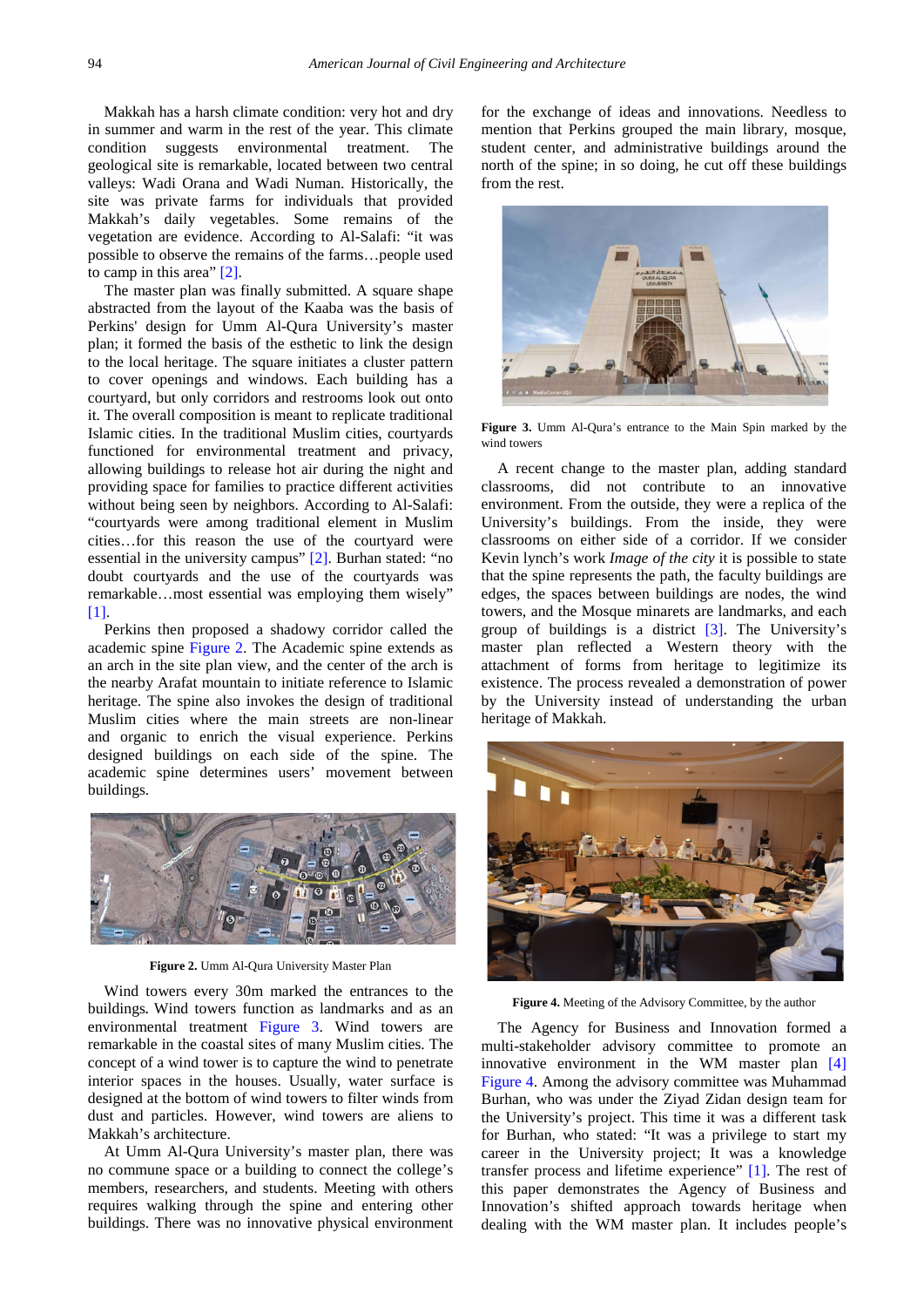Makkah has a harsh climate condition: very hot and dry in summer and warm in the rest of the year. This climate condition suggests environmental treatment. The geological site is remarkable, located between two central valleys: Wadi Orana and Wadi Numan. Historically, the site was private farms for individuals that provided Makkah's daily vegetables. Some remains of the vegetation are evidence. According to Al-Salafi: "it was possible to observe the remains of the farms…people used to camp in this area" [2].

The master plan was finally submitted. A square shape abstracted from the layout of the Kaaba was the basis of Perkins' design for Umm Al-Qura University's master plan; it formed the basis of the esthetic to link the design to the local heritage. The square initiates a cluster pattern to cover openings and windows. Each building has a courtyard, but only corridors and restrooms look out onto it. The overall composition is meant to replicate traditional Islamic cities. In the traditional Muslim cities, courtyards functioned for environmental treatment and privacy, allowing buildings to release hot air during the night and providing space for families to practice different activities without being seen by neighbors. According to Al-Salafi: "courtyards were among traditional element in Muslim cities…for this reason the use of the courtyard were essential in the university campus" [2]. Burhan stated: "no doubt courtyards and the use of the courtyards was remarkable…most essential was employing them wisely" [1].

Perkins then proposed a shadowy corridor called the academic spine Figure 2. The Academic spine extends as an arch in the site plan view, and the center of the arch is the nearby Arafat mountain to initiate reference to Islamic heritage. The spine also invokes the design of traditional Muslim cities where the main streets are non-linear and organic to enrich the visual experience. Perkins designed buildings on each side of the spine. The academic spine determines users' movement between buildings.

**Figure 2.** Umm Al-Qura University Master Plan

Wind towers every 30m marked the entrances to the buildings. Wind towers function as landmarks and as an environmental treatment Figure 3. Wind towers are remarkable in the coastal sites of many Muslim cities. The concept of a wind tower is to capture the wind to penetrate interior spaces in the houses. Usually, water surface is designed at the bottom of wind towers to filter winds from dust and particles. However, wind towers are aliens to Makkah's architecture.

At Umm Al-Qura University's master plan, there was no commune space or a building to connect the college's members, researchers, and students. Meeting with others requires walking through the spine and entering other buildings. There was no innovative physical environment for the exchange of ideas and innovations. Needless to mention that Perkins grouped the main library, mosque, student center, and administrative buildings around the north of the spine; in so doing, he cut off these buildings from the rest.

**Figure 3.** Umm Al-Qura's entrance to the Main Spin marked by the wind towers

A recent change to the master plan, adding standard classrooms, did not contribute to an innovative environment. From the outside, they were a replica of the University's buildings. From the inside, they were classrooms on either side of a corridor. If we consider Kevin lynch's work *Image of the city* it is possible to state that the spine represents the path, the faculty buildings are edges, the spaces between buildings are nodes, the wind towers, and the Mosque minarets are landmarks, and each group of buildings is a district [3]. The University's master plan reflected a Western theory with the attachment of forms from heritage to legitimize its existence. The process revealed a demonstration of power by the University instead of understanding the urban heritage of Makkah.

**Figure 4.** Meeting of the Advisory Committee, by the author

The Agency for Business and Innovation formed a multi-stakeholder advisory committee to promote an innovative environment in the WM master plan [4] Figure 4. Among the advisory committee was Muhammad Burhan, who was under the Ziyad Zidan design team for the University's project. This time it was a different task for Burhan, who stated: "It was a privilege to start my career in the University project; It was a knowledge transfer process and lifetime experience" [1]. The rest of this paper demonstrates the Agency of Business and Innovation's shifted approach towards heritage when dealing with the WM master plan. It includes people's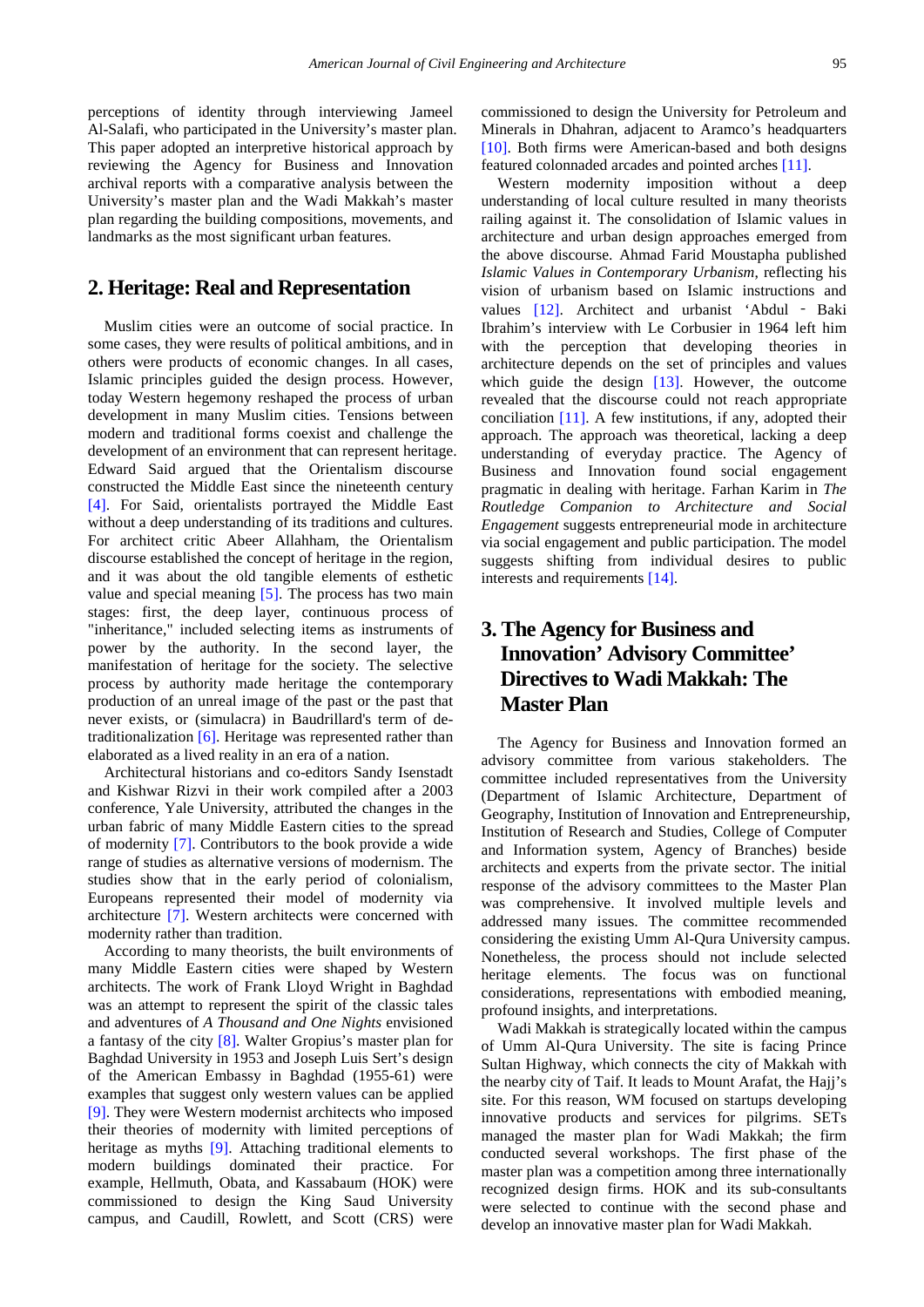perceptions of identity through interviewing Jameel Al-Salafi, who participated in the University's master plan. This paper adopted an interpretive historical approach by reviewing the Agency for Business and Innovation archival reports with a comparative analysis between the University's master plan and the Wadi Makkah's master plan regarding the building compositions, movements, and landmarks as the most significant urban features.

## 2. Heritage: Real and Representation

Muslim cities were an outcome of social practice. In some cases, they were results of political ambitions, and in others were products of economic changes. In all cases, Islamic principles guided the design process. However, today Western hegemony reshaped the process of urban development in many Muslim cities. Tensions between modern and traditional forms coexist and challenge the development of an environment that can represent heritage. Edward Said argued that the Orientalism discourse constructed the Middle East since the nineteenth century [4]. For Said, orientalists portrayed the Middle East without a deep understanding of its traditions and cultures. For architect critic Abeer Allahham, the Orientalism discourse established the concept of heritage in the region, and it was about the old tangible elements of esthetic value and special meaning [5]. The process has two main stages: first, the deep layer, continuous process of "inheritance," included selecting items as instruments of power by the authority. In the second layer, the manifestation of heritage for the society. The selective process by authority made heritage the contemporary production of an unreal image of the past or the past that never exists, or (simulacra) in Baudrillard's term of de-traditionalization [6]. Heritage was represented rather than elaborated as a lived reality in an era of a nation.

Architectural historians and co-editors Sandy Isenstadt and Kishwar Rizvi in their work compiled after a 2003 conference, Yale University, attributed the changes in the urban fabric of many Middle Eastern cities to the spread of modernity [7]. Contributors to the book provide a wide range of studies as alternative versions of modernism. The studies show that in the early period of colonialism, Europeans represented their model of modernity via architecture [7]. Western architects were concerned with modernity rather than tradition.

According to many theorists, the built environments of many Middle Eastern cities were shaped by Western architects. The work of Frank Lloyd Wright in Baghdad was an attempt to represent the spirit of the classic tales and adventures of *A Thousand and One Nights* envisioned a fantasy of the city [8]. Walter Gropius's master plan for Baghdad University in 1953 and Joseph Luis Sert's design of the American Embassy in Baghdad (1955-61) were examples that suggest only western values can be applied [9]. They were Western modernist architects who imposed their theories of modernity with limited perceptions of heritage as myths [9]. Attaching traditional elements to modern buildings dominated their practice. For example, Hellmuth, Obata, and Kassabaum (HOK) were commissioned to design the King Saud University campus, and Caudill, Rowlett, and Scott (CRS) were commissioned to design the University for Petroleum and Minerals in Dhahran, adjacent to Aramco's headquarters [10]. Both firms were American-based and both designs featured colonnaded arcades and pointed arches [11].

Western modernity imposition without a deep understanding of local culture resulted in many theorists railing against it. The consolidation of Islamic values in architecture and urban design approaches emerged from the above discourse. Ahmad Farid Moustapha published *Islamic Values in Contemporary Urbanism*, reflecting his vision of urbanism based on Islamic instructions and values [12]. Architect and urbanist 'Abdul ‐ Baki Ibrahim's interview with Le Corbusier in 1964 left him with the perception that developing theories in architecture depends on the set of principles and values which guide the design [13]. However, the outcome revealed that the discourse could not reach appropriate conciliation [11]. A few institutions, if any, adopted their approach. The approach was theoretical, lacking a deep understanding of everyday practice. The Agency of Business and Innovation found social engagement pragmatic in dealing with heritage. Farhan Karim in *The Routledge Companion to Architecture and Social Engagement* suggests entrepreneurial mode in architecture via social engagement and public participation. The model suggests shifting from individual desires to public interests and requirements [14].

## 3. The Agency for Business and Innovation' Advisory Committee' Directives to Wadi Makkah: The Master Plan

The Agency for Business and Innovation formed an advisory committee from various stakeholders. The committee included representatives from the University (Department of Islamic Architecture, Department of Geography, Institution of Innovation and Entrepreneurship, Institution of Research and Studies, College of Computer and Information system, Agency of Branches) beside architects and experts from the private sector. The initial response of the advisory committees to the Master Plan was comprehensive. It involved multiple levels and addressed many issues. The committee recommended considering the existing Umm Al-Qura University campus. Nonetheless, the process should not include selected heritage elements. The focus was on functional considerations, representations with embodied meaning, profound insights, and interpretations.

Wadi Makkah is strategically located within the campus of Umm Al-Qura University. The site is facing Prince Sultan Highway, which connects the city of Makkah with the nearby city of Taif. It leads to Mount Arafat, the Hajj's site. For this reason, WM focused on startups developing innovative products and services for pilgrims. SETs managed the master plan for Wadi Makkah; the firm conducted several workshops. The first phase of the master plan was a competition among three internationally recognized design firms. HOK and its sub-consultants were selected to continue with the second phase and develop an innovative master plan for Wadi Makkah.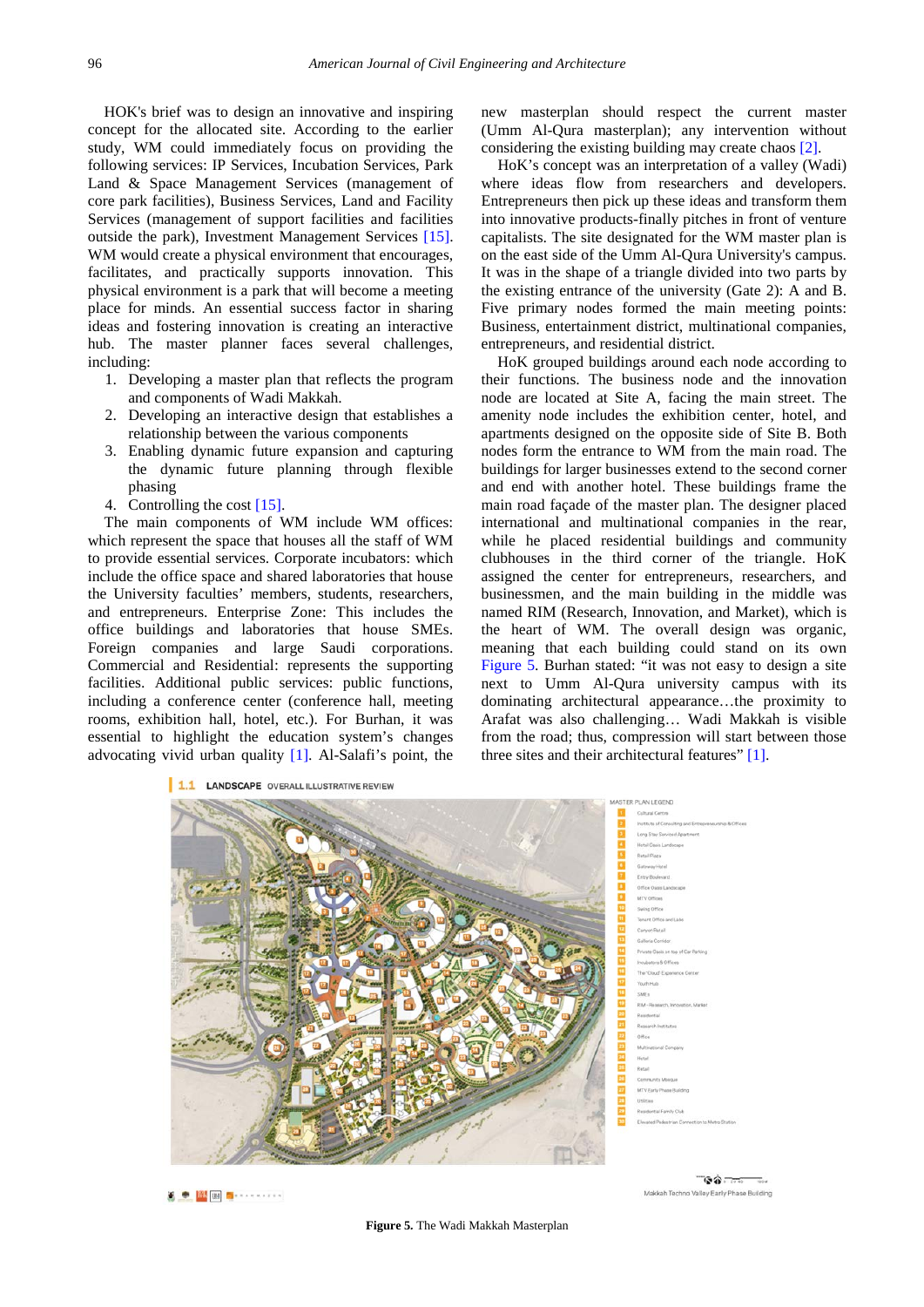HOK's brief was to design an innovative and inspiring concept for the allocated site. According to the earlier study, WM could immediately focus on providing the following services: IP Services, Incubation Services, Park Land & Space Management Services (management of core park facilities), Business Services, Land and Facility Services (management of support facilities and facilities outside the park), Investment Management Services [15]. WM would create a physical environment that encourages, facilitates, and practically supports innovation. This physical environment is a park that will become a meeting place for minds. An essential success factor in sharing ideas and fostering innovation is creating an interactive hub. The master planner faces several challenges, including:

1. Developing a master plan that reflects the program and components of Wadi Makkah.
2. Developing an interactive design that establishes a relationship between the various components
3. Enabling dynamic future expansion and capturing the dynamic future planning through flexible phasing
4. Controlling the cost [15].

The main components of WM include WM offices: which represent the space that houses all the staff of WM to provide essential services. Corporate incubators: which include the office space and shared laboratories that house the University faculties' members, students, researchers, and entrepreneurs. Enterprise Zone: This includes the office buildings and laboratories that house SMEs. Foreign companies and large Saudi corporations. Commercial and Residential: represents the supporting facilities. Additional public services: public functions, including a conference center (conference hall, meeting rooms, exhibition hall, hotel, etc.). For Burhan, it was essential to highlight the education system's changes advocating vivid urban quality [1]. Al-Salafi's point, the new masterplan should respect the current master (Umm Al-Qura masterplan); any intervention without considering the existing building may create chaos [2].

HoK's concept was an interpretation of a valley (Wadi) where ideas flow from researchers and developers. Entrepreneurs then pick up these ideas and transform them into innovative products-finally pitches in front of venture capitalists. The site designated for the WM master plan is on the east side of the Umm Al-Qura University's campus. It was in the shape of a triangle divided into two parts by the existing entrance of the university (Gate 2): A and B. Five primary nodes formed the main meeting points: Business, entertainment district, multinational companies, entrepreneurs, and residential district.

HoK grouped buildings around each node according to their functions. The business node and the innovation node are located at Site A, facing the main street. The amenity node includes the exhibition center, hotel, and apartments designed on the opposite side of Site B. Both nodes form the entrance to WM from the main road. The buildings for larger businesses extend to the second corner and end with another hotel. These buildings frame the main road façade of the master plan. The designer placed international and multinational companies in the rear, while he placed residential buildings and community clubhouses in the third corner of the triangle. HoK assigned the center for entrepreneurs, researchers, and businessmen, and the main building in the middle was named RIM (Research, Innovation, and Market), which is the heart of WM. The overall design was organic, meaning that each building could stand on its own Figure 5. Burhan stated: "it was not easy to design a site next to Umm Al-Qura university campus with its dominating architectural appearance…the proximity to Arafat was also challenging… Wadi Makkah is visible from the road; thus, compression will start between those three sites and their architectural features" [1].

**Figure 5.** The Wadi Makkah Masterplan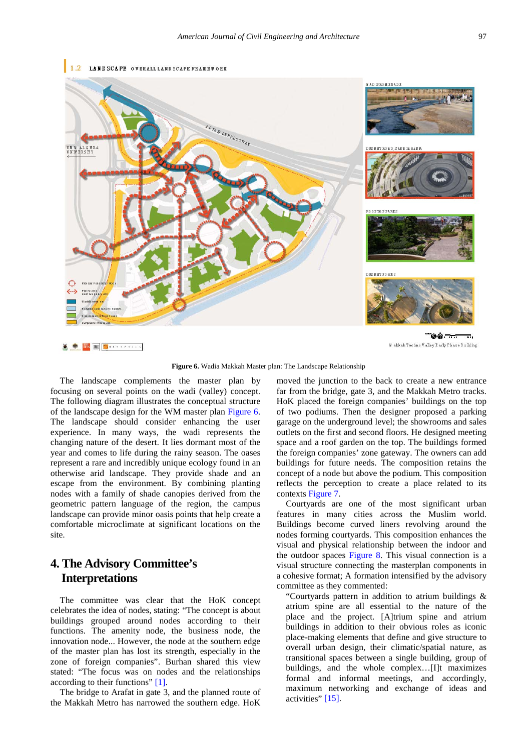**Figure 6.** Wadia Makkah Master plan: The Landscape Relationship

The landscape complements the master plan by focusing on several points on the wadi (valley) concept. The following diagram illustrates the conceptual structure of the landscape design for the WM master plan Figure 6. The landscape should consider enhancing the user experience. In many ways, the wadi represents the changing nature of the desert. It lies dormant most of the year and comes to life during the rainy season. The oases represent a rare and incredibly unique ecology found in an otherwise arid landscape. They provide shade and an escape from the environment. By combining planting nodes with a family of shade canopies derived from the geometric pattern language of the region, the campus landscape can provide minor oasis points that help create a comfortable microclimate at significant locations on the site.

## 4. The Advisory Committee's Interpretations

The committee was clear that the HoK concept celebrates the idea of nodes, stating: "The concept is about buildings grouped around nodes according to their functions. The amenity node, the business node, the innovation node... However, the node at the southern edge of the master plan has lost its strength, especially in the zone of foreign companies". Burhan shared this view stated: "The focus was on nodes and the relationships according to their functions" [1].

The bridge to Arafat in gate 3, and the planned route of the Makkah Metro has narrowed the southern edge. HoK moved the junction to the back to create a new entrance far from the bridge, gate 3, and the Makkah Metro tracks. HoK placed the foreign companies' buildings on the top of two podiums. Then the designer proposed a parking garage on the underground level; the showrooms and sales outlets on the first and second floors. He designed meeting space and a roof garden on the top. The buildings formed the foreign companies' zone gateway. The owners can add buildings for future needs. The composition retains the concept of a node but above the podium. This composition reflects the perception to create a place related to its contexts Figure 7.

Courtyards are one of the most significant urban features in many cities across the Muslim world. Buildings become curved liners revolving around the nodes forming courtyards. This composition enhances the visual and physical relationship between the indoor and the outdoor spaces Figure 8. This visual connection is a visual structure connecting the masterplan components in a cohesive format; A formation intensified by the advisory committee as they commented:

"Courtyards pattern in addition to atrium buildings & atrium spine are all essential to the nature of the place and the project. [A]trium spine and atrium buildings in addition to their obvious roles as iconic place-making elements that define and give structure to overall urban design, their climatic/spatial nature, as transitional spaces between a single building, group of buildings, and the whole complex…[I]t maximizes formal and informal meetings, and accordingly, maximum networking and exchange of ideas and activities" [15].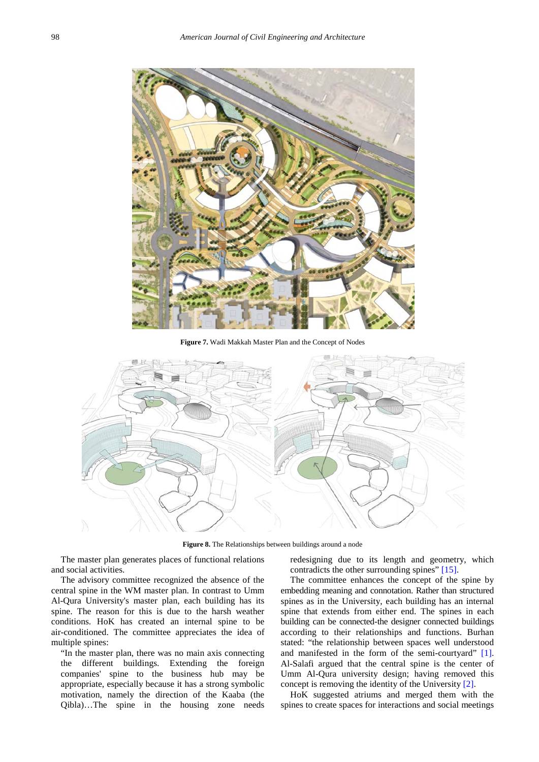Figure 7. Wadi Makkah Master Plan and the Concept of Nodes

Figure 8. The Relationships between buildings around a node

The master plan generates places of functional relations and social activities.

The advisory committee recognized the absence of the central spine in the WM master plan. In contrast to Umm Al-Qura University's master plan, each building has its spine. The reason for this is due to the harsh weather conditions. HoK has created an internal spine to be air-conditioned. The committee appreciates the idea of multiple spines:

> "In the master plan, there was no main axis connecting the different buildings. Extending the foreign companies' spine to the business hub may be appropriate, especially because it has a strong symbolic motivation, namely the direction of the Kaaba (the Qibla)…The spine in the housing zone needs redesigning due to its length and geometry, which contradicts the other surrounding spines" [15].

The committee enhances the concept of the spine by embedding meaning and connotation. Rather than structured spines as in the University, each building has an internal spine that extends from either end. The spines in each building can be connected-the designer connected buildings according to their relationships and functions. Burhan stated: "the relationship between spaces well understood and manifested in the form of the semi-courtyard" [1]. Al-Salafi argued that the central spine is the center of Umm Al-Qura university design; having removed this concept is removing the identity of the University [2].

HoK suggested atriums and merged them with the spines to create spaces for interactions and social meetings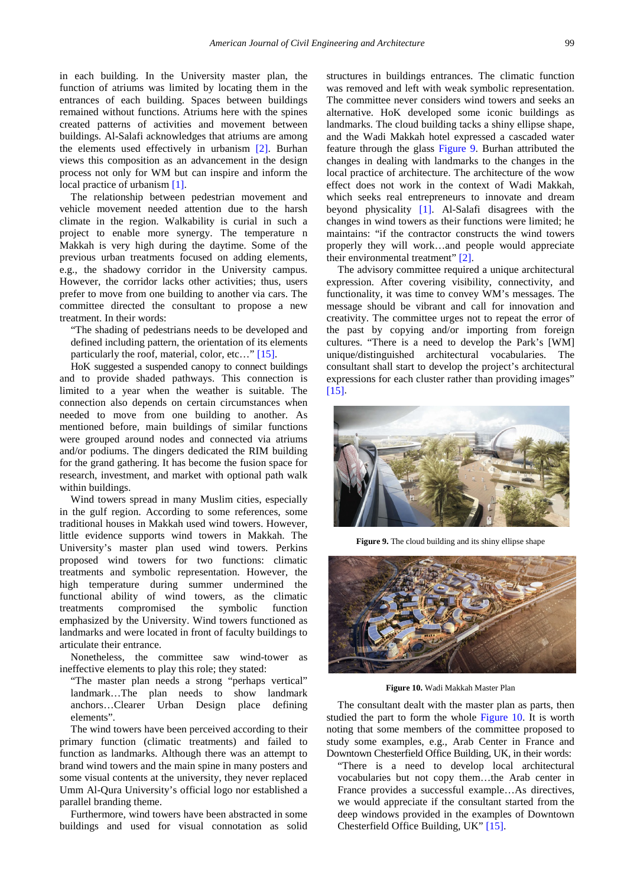in each building. In the University master plan, the function of atriums was limited by locating them in the entrances of each building. Spaces between buildings remained without functions. Atriums here with the spines created patterns of activities and movement between buildings. Al-Salafi acknowledges that atriums are among the elements used effectively in urbanism [2]. Burhan views this composition as an advancement in the design process not only for WM but can inspire and inform the local practice of urbanism [1].

The relationship between pedestrian movement and vehicle movement needed attention due to the harsh climate in the region. Walkability is curial in such a project to enable more synergy. The temperature n Makkah is very high during the daytime. Some of the previous urban treatments focused on adding elements, e.g., the shadowy corridor in the University campus. However, the corridor lacks other activities; thus, users prefer to move from one building to another via cars. The committee directed the consultant to propose a new treatment. In their words:

> "The shading of pedestrians needs to be developed and defined including pattern, the orientation of its elements particularly the roof, material, color, etc…" [15].

HoK suggested a suspended canopy to connect buildings and to provide shaded pathways. This connection is limited to a year when the weather is suitable. The connection also depends on certain circumstances when needed to move from one building to another. As mentioned before, main buildings of similar functions were grouped around nodes and connected via atriums and/or podiums. The dingers dedicated the RIM building for the grand gathering. It has become the fusion space for research, investment, and market with optional path walk within buildings.

Wind towers spread in many Muslim cities, especially in the gulf region. According to some references, some traditional houses in Makkah used wind towers. However, little evidence supports wind towers in Makkah. The University's master plan used wind towers. Perkins proposed wind towers for two functions: climatic treatments and symbolic representation. However, the high temperature during summer undermined the functional ability of wind towers, as the climatic treatments compromised the symbolic function emphasized by the University. Wind towers functioned as landmarks and were located in front of faculty buildings to articulate their entrance.

Nonetheless, the committee saw wind-tower as ineffective elements to play this role; they stated:

> "The master plan needs a strong "perhaps vertical" landmark…The plan needs to show landmark anchors…Clearer Urban Design place defining elements".

The wind towers have been perceived according to their primary function (climatic treatments) and failed to function as landmarks. Although there was an attempt to brand wind towers and the main spine in many posters and some visual contents at the university, they never replaced Umm Al-Qura University's official logo nor established a parallel branding theme.

Furthermore, wind towers have been abstracted in some buildings and used for visual connotation as solid structures in buildings entrances. The climatic function was removed and left with weak symbolic representation. The committee never considers wind towers and seeks an alternative. HoK developed some iconic buildings as landmarks. The cloud building tacks a shiny ellipse shape, and the Wadi Makkah hotel expressed a cascaded water feature through the glass Figure 9. Burhan attributed the changes in dealing with landmarks to the changes in the local practice of architecture. The architecture of the wow effect does not work in the context of Wadi Makkah, which seeks real entrepreneurs to innovate and dream beyond physicality [1]. Al-Salafi disagrees with the changes in wind towers as their functions were limited; he maintains: "if the contractor constructs the wind towers properly they will work…and people would appreciate their environmental treatment" [2].

The advisory committee required a unique architectural expression. After covering visibility, connectivity, and functionality, it was time to convey WM's messages. The message should be vibrant and call for innovation and creativity. The committee urges not to repeat the error of the past by copying and/or importing from foreign cultures. "There is a need to develop the Park's [WM] unique/distinguished architectural vocabularies. The consultant shall start to develop the project's architectural expressions for each cluster rather than providing images" [15].

**Figure 9.** The cloud building and its shiny ellipse shape

**Figure 10.** Wadi Makkah Master Plan

The consultant dealt with the master plan as parts, then studied the part to form the whole Figure 10. It is worth noting that some members of the committee proposed to study some examples, e.g., Arab Center in France and Downtown Chesterfield Office Building, UK, in their words:

> "There is a need to develop local architectural vocabularies but not copy them…the Arab center in France provides a successful example…As directives, we would appreciate if the consultant started from the deep windows provided in the examples of Downtown Chesterfield Office Building, UK" [15].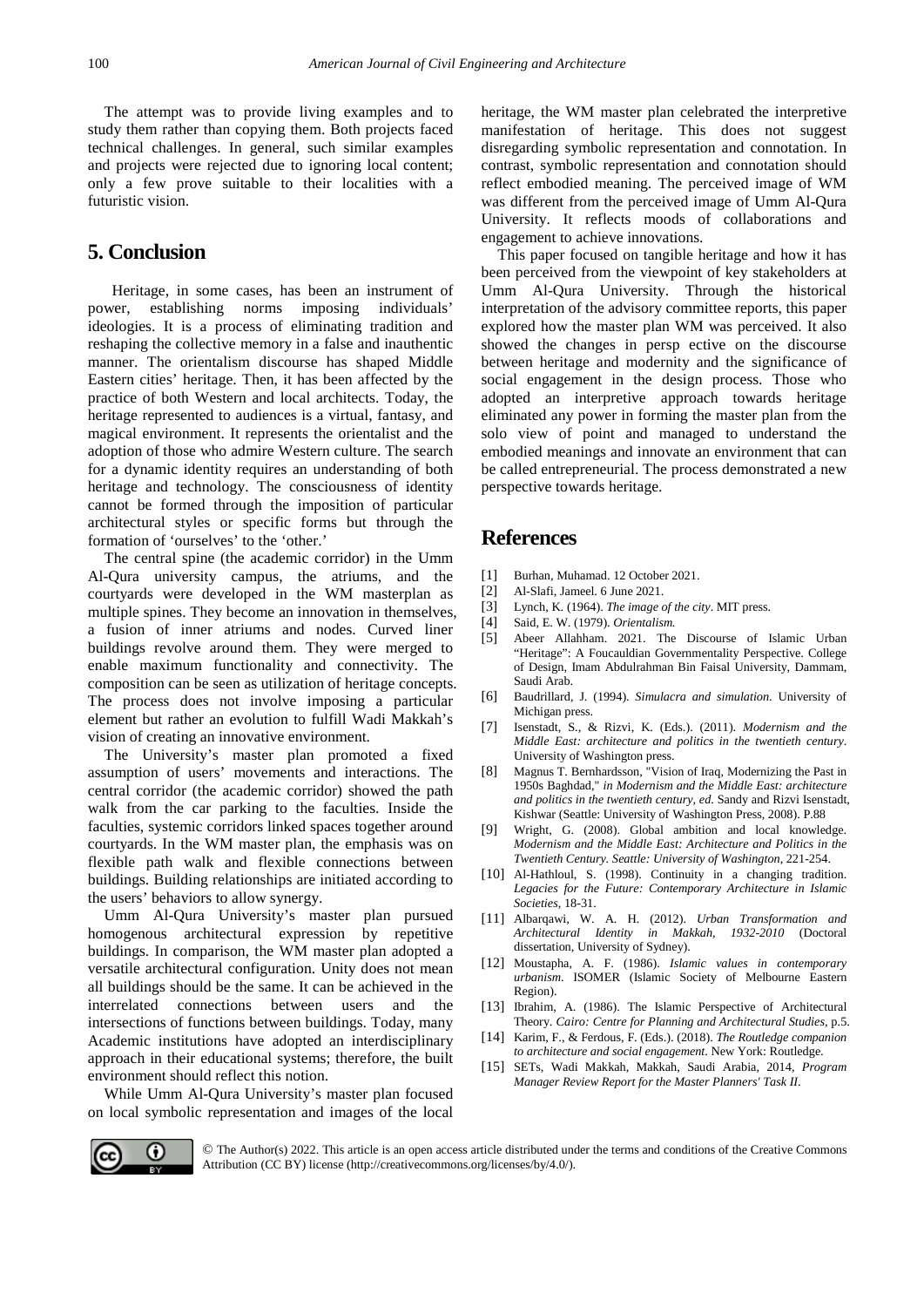The attempt was to provide living examples and to study them rather than copying them. Both projects faced technical challenges. In general, such similar examples and projects were rejected due to ignoring local content; only a few prove suitable to their localities with a futuristic vision.

## 5. Conclusion

Heritage, in some cases, has been an instrument of power, establishing norms imposing individuals' ideologies. It is a process of eliminating tradition and reshaping the collective memory in a false and inauthentic manner. The orientalism discourse has shaped Middle Eastern cities' heritage. Then, it has been affected by the practice of both Western and local architects. Today, the heritage represented to audiences is a virtual, fantasy, and magical environment. It represents the orientalist and the adoption of those who admire Western culture. The search for a dynamic identity requires an understanding of both heritage and technology. The consciousness of identity cannot be formed through the imposition of particular architectural styles or specific forms but through the formation of 'ourselves' to the 'other.'

The central spine (the academic corridor) in the Umm Al-Qura university campus, the atriums, and the courtyards were developed in the WM masterplan as multiple spines. They become an innovation in themselves, a fusion of inner atriums and nodes. Curved liner buildings revolve around them. They were merged to enable maximum functionality and connectivity. The composition can be seen as utilization of heritage concepts. The process does not involve imposing a particular element but rather an evolution to fulfill Wadi Makkah's vision of creating an innovative environment.

The University's master plan promoted a fixed assumption of users' movements and interactions. The central corridor (the academic corridor) showed the path walk from the car parking to the faculties. Inside the faculties, systemic corridors linked spaces together around courtyards. In the WM master plan, the emphasis was on flexible path walk and flexible connections between buildings. Building relationships are initiated according to the users' behaviors to allow synergy.

Umm Al-Qura University's master plan pursued homogenous architectural expression by repetitive buildings. In comparison, the WM master plan adopted a versatile architectural configuration. Unity does not mean all buildings should be the same. It can be achieved in the interrelated connections between users and the intersections of functions between buildings. Today, many Academic institutions have adopted an interdisciplinary approach in their educational systems; therefore, the built environment should reflect this notion.

While Umm Al-Qura University's master plan focused on local symbolic representation and images of the local heritage, the WM master plan celebrated the interpretive manifestation of heritage. This does not suggest disregarding symbolic representation and connotation. In contrast, symbolic representation and connotation should reflect embodied meaning. The perceived image of WM was different from the perceived image of Umm Al-Qura University. It reflects moods of collaborations and engagement to achieve innovations.

This paper focused on tangible heritage and how it has been perceived from the viewpoint of key stakeholders at Umm Al-Qura University. Through the historical interpretation of the advisory committee reports, this paper explored how the master plan WM was perceived. It also showed the changes in persp ective on the discourse between heritage and modernity and the significance of social engagement in the design process. Those who adopted an interpretive approach towards heritage eliminated any power in forming the master plan from the solo view of point and managed to understand the embodied meanings and innovate an environment that can be called entrepreneurial. The process demonstrated a new perspective towards heritage.

## References

[1] Burhan, Muhamad. 12 October 2021.

[2] Al-Slafi, Jameel. 6 June 2021.

[3] Lynch, K. (1964). *The image of the city*. MIT press.

[4] Said, E. W. (1979). *Orientalism.*

[5] Abeer Allahham. 2021. The Discourse of Islamic Urban "Heritage": A Foucauldian Governmentality Perspective. College of Design, Imam Abdulrahman Bin Faisal University, Dammam, Saudi Arab.

[6] Baudrillard, J. (1994). *Simulacra and simulation*. University of Michigan press.

[7] Isenstadt, S., & Rizvi, K. (Eds.). (2011). *Modernism and the Middle East: architecture and politics in the twentieth century*. University of Washington press.

[8] Magnus T. Bernhardsson, "Vision of Iraq, Modernizing the Past in 1950s Baghdad," *in Modernism and the Middle East: architecture and politics in the twentieth century, ed.* Sandy and Rizvi Isenstadt, Kishwar (Seattle: University of Washington Press, 2008). P.88

[9] Wright, G. (2008). Global ambition and local knowledge. *Modernism and the Middle East: Architecture and Politics in the Twentieth Century. Seattle: University of Washington*, 221-254.

[10] Al-Hathloul, S. (1998). Continuity in a changing tradition. *Legacies for the Future: Contemporary Architecture in Islamic Societies*, 18-31.

[11] Albarqawi, W. A. H. (2012). *Urban Transformation and Architectural Identity in Makkah, 1932-2010* (Doctoral dissertation, University of Sydney).

[12] Moustapha, A. F. (1986). *Islamic values in contemporary urbanism*. ISOMER (Islamic Society of Melbourne Eastern Region).

[13] Ibrahim, A. (1986). The Islamic Perspective of Architectural Theory. *Cairo: Centre for Planning and Architectural Studies*, p.5.

[14] Karim, F., & Ferdous, F. (Eds.). (2018). *The Routledge companion to architecture and social engagement*. New York: Routledge.

[15] SETs, Wadi Makkah, Makkah, Saudi Arabia, 2014, *Program Manager Review Report for the Master Planners' Task II*.

© The Author(s) 2022. This article is an open access article distributed under the terms and conditions of the Creative Commons Attribution (CC BY) license (http://creativecommons.org/licenses/by/4.0/).